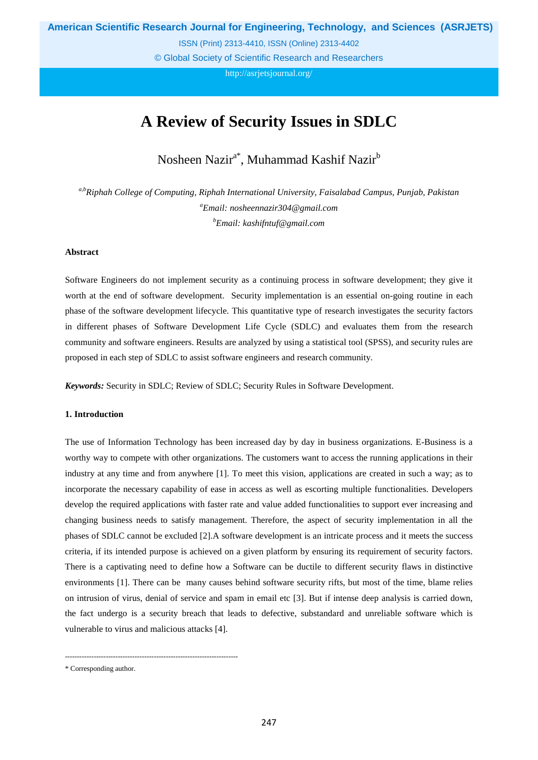# A Review of Security Issues in SDLC

Nosheen Nazir[a*], Muhammad Kashif Nazir[b]

*[a,b]Riphah College of Computing, Riphah International University, Faisalabad Campus, Punjab, Pakistan*
*[a]Email: nosheennazir304@gmail.com*
*[b]Email: kashifntuf@gmail.com*

### Abstract

Software Engineers do not implement security as a continuing process in software development; they give it worth at the end of software development. Security implementation is an essential on-going routine in each phase of the software development lifecycle. This quantitative type of research investigates the security factors in different phases of Software Development Life Cycle (SDLC) and evaluates them from the research community and software engineers. Results are analyzed by using a statistical tool (SPSS), and security rules are proposed in each step of SDLC to assist software engineers and research community.

***Keywords:*** Security in SDLC; Review of SDLC; Security Rules in Software Development.

## 1. Introduction

The use of Information Technology has been increased day by day in business organizations. E-Business is a worthy way to compete with other organizations. The customers want to access the running applications in their industry at any time and from anywhere [1]. To meet this vision, applications are created in such a way; as to incorporate the necessary capability of ease in access as well as escorting multiple functionalities. Developers develop the required applications with faster rate and value added functionalities to support ever increasing and changing business needs to satisfy management. Therefore, the aspect of security implementation in all the phases of SDLC cannot be excluded [2].A software development is an intricate process and it meets the success criteria, if its intended purpose is achieved on a given platform by ensuring its requirement of security factors. There is a captivating need to define how a Software can be ductile to different security flaws in distinctive environments [1]. There can be many causes behind software security rifts, but most of the time, blame relies on intrusion of virus, denial of service and spam in email etc [3]. But if intense deep analysis is carried down, the fact undergo is a security breach that leads to defective, substandard and unreliable software which is vulnerable to virus and malicious attacks [4].

---

\* Corresponding author.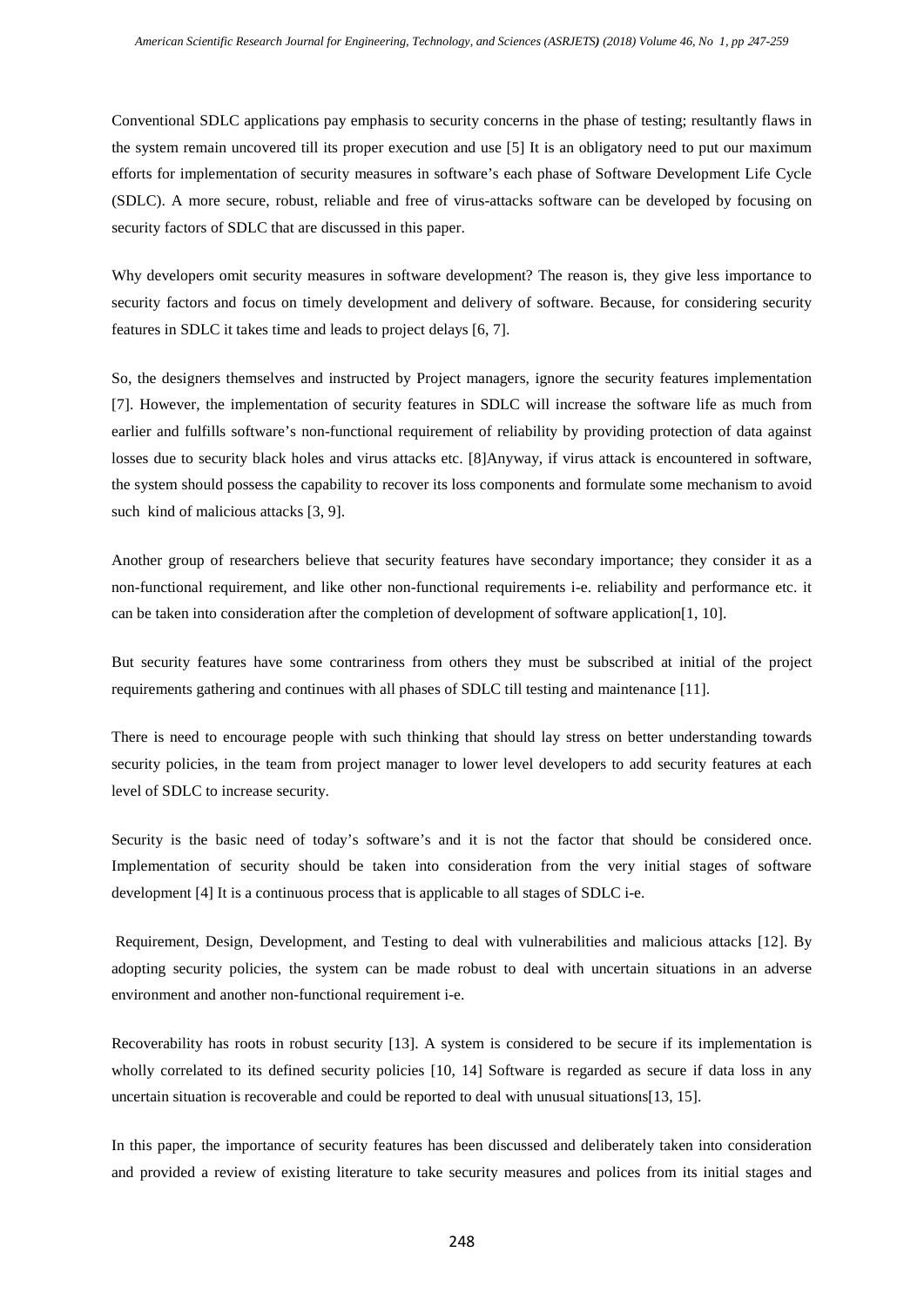Conventional SDLC applications pay emphasis to security concerns in the phase of testing; resultantly flaws in the system remain uncovered till its proper execution and use [5] It is an obligatory need to put our maximum efforts for implementation of security measures in software's each phase of Software Development Life Cycle (SDLC). A more secure, robust, reliable and free of virus-attacks software can be developed by focusing on security factors of SDLC that are discussed in this paper.

Why developers omit security measures in software development? The reason is, they give less importance to security factors and focus on timely development and delivery of software. Because, for considering security features in SDLC it takes time and leads to project delays [6, 7].

So, the designers themselves and instructed by Project managers, ignore the security features implementation [7]. However, the implementation of security features in SDLC will increase the software life as much from earlier and fulfills software's non-functional requirement of reliability by providing protection of data against losses due to security black holes and virus attacks etc. [8]Anyway, if virus attack is encountered in software, the system should possess the capability to recover its loss components and formulate some mechanism to avoid such kind of malicious attacks [3, 9].

Another group of researchers believe that security features have secondary importance; they consider it as a non-functional requirement, and like other non-functional requirements i-e. reliability and performance etc. it can be taken into consideration after the completion of development of software application[1, 10].

But security features have some contrariness from others they must be subscribed at initial of the project requirements gathering and continues with all phases of SDLC till testing and maintenance [11].

There is need to encourage people with such thinking that should lay stress on better understanding towards security policies, in the team from project manager to lower level developers to add security features at each level of SDLC to increase security.

Security is the basic need of today's software's and it is not the factor that should be considered once. Implementation of security should be taken into consideration from the very initial stages of software development [4] It is a continuous process that is applicable to all stages of SDLC i-e.

Requirement, Design, Development, and Testing to deal with vulnerabilities and malicious attacks [12]. By adopting security policies, the system can be made robust to deal with uncertain situations in an adverse environment and another non-functional requirement i-e.

Recoverability has roots in robust security [13]. A system is considered to be secure if its implementation is wholly correlated to its defined security policies [10, 14] Software is regarded as secure if data loss in any uncertain situation is recoverable and could be reported to deal with unusual situations[13, 15].

In this paper, the importance of security features has been discussed and deliberately taken into consideration and provided a review of existing literature to take security measures and polices from its initial stages and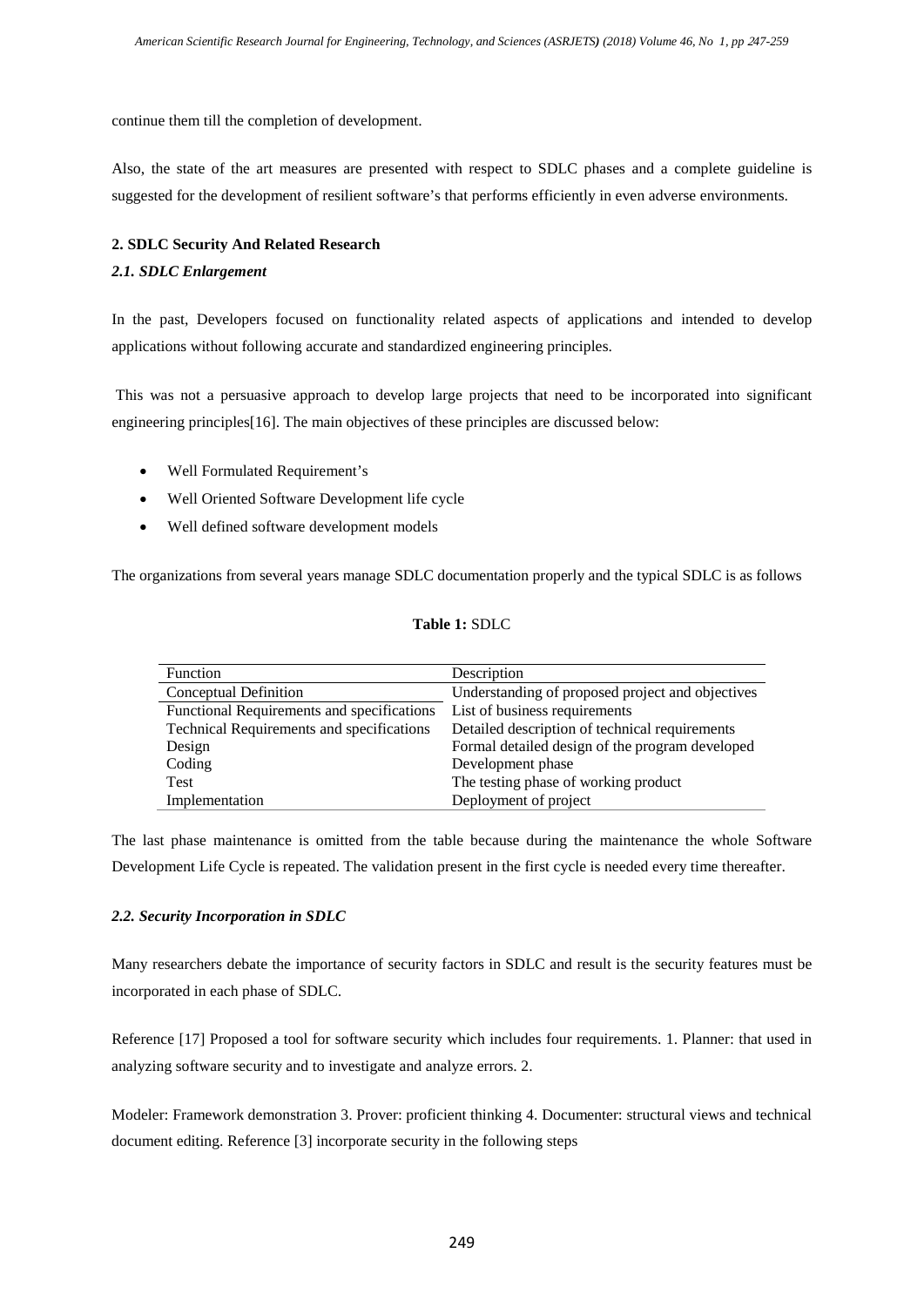continue them till the completion of development.

Also, the state of the art measures are presented with respect to SDLC phases and a complete guideline is suggested for the development of resilient software's that performs efficiently in even adverse environments.

## 2. SDLC Security And Related Research

### *2.1. SDLC Enlargement*

In the past, Developers focused on functionality related aspects of applications and intended to develop applications without following accurate and standardized engineering principles.

This was not a persuasive approach to develop large projects that need to be incorporated into significant engineering principles[16]. The main objectives of these principles are discussed below:

- Well Formulated Requirement's
- Well Oriented Software Development life cycle
- Well defined software development models

The organizations from several years manage SDLC documentation properly and the typical SDLC is as follows

**Table 1:** SDLC

| Function | Description |
| --- | --- |
| Conceptual Definition | Understanding of proposed project and objectives |
| Functional Requirements and specifications | List of business requirements |
| Technical Requirements and specifications | Detailed description of technical requirements |
| Design | Formal detailed design of the program developed |
| Coding | Development phase |
| Test | The testing phase of working product |
| Implementation | Deployment of project |

The last phase maintenance is omitted from the table because during the maintenance the whole Software Development Life Cycle is repeated. The validation present in the first cycle is needed every time thereafter.

### *2.2. Security Incorporation in SDLC*

Many researchers debate the importance of security factors in SDLC and result is the security features must be incorporated in each phase of SDLC.

Reference [17] Proposed a tool for software security which includes four requirements. 1. Planner: that used in analyzing software security and to investigate and analyze errors. 2.

Modeler: Framework demonstration 3. Prover: proficient thinking 4. Documenter: structural views and technical document editing. Reference [3] incorporate security in the following steps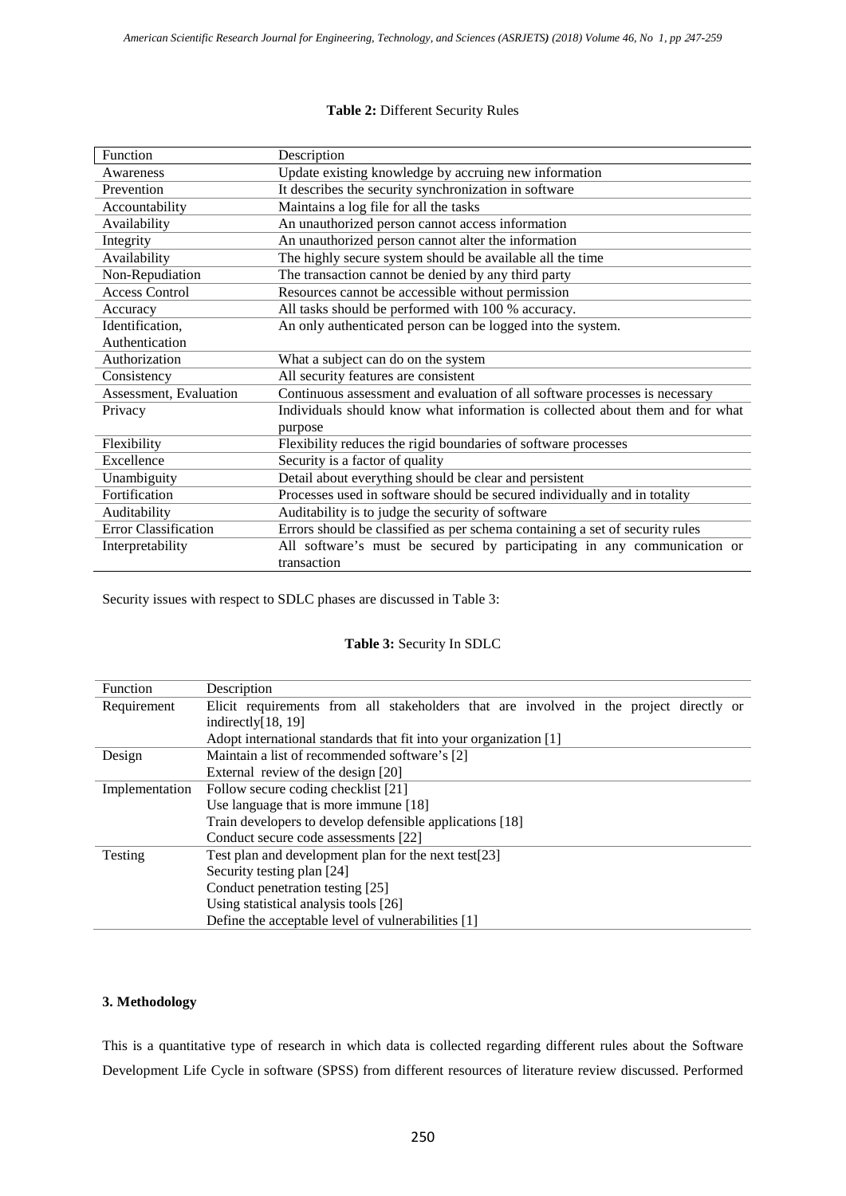**Table 2:** Different Security Rules

| Function | Description |
| --- | --- |
| Awareness | Update existing knowledge by accruing new information |
| Prevention | It describes the security synchronization in software |
| Accountability | Maintains a log file for all the tasks |
| Availability | An unauthorized person cannot access information |
| Integrity | An unauthorized person cannot alter the information |
| Availability | The highly secure system should be available all the time |
| Non-Repudiation | The transaction cannot be denied by any third party |
| Access Control | Resources cannot be accessible without permission |
| Accuracy | All tasks should be performed with 100 % accuracy. |
| Identification, Authentication | An only authenticated person can be logged into the system. |
| Authorization | What a subject can do on the system |
| Consistency | All security features are consistent |
| Assessment, Evaluation | Continuous assessment and evaluation of all software processes is necessary |
| Privacy | Individuals should know what information is collected about them and for what purpose |
| Flexibility | Flexibility reduces the rigid boundaries of software processes |
| Excellence | Security is a factor of quality |
| Unambiguity | Detail about everything should be clear and persistent |
| Fortification | Processes used in software should be secured individually and in totality |
| Auditability | Auditability is to judge the security of software |
| Error Classification | Errors should be classified as per schema containing a set of security rules |
| Interpretability | All software's must be secured by participating in any communication or transaction |

Security issues with respect to SDLC phases are discussed in Table 3:

**Table 3:** Security In SDLC

| Function | Description |
| --- | --- |
| Requirement | Elicit requirements from all stakeholders that are involved in the project directly or indirectly[18, 19] |
| | Adopt international standards that fit into your organization [1] |
| Design | Maintain a list of recommended software's [2] |
| | External review of the design [20] |
| Implementation | Follow secure coding checklist [21] |
| | Use language that is more immune [18] |
| | Train developers to develop defensible applications [18] |
| | Conduct secure code assessments [22] |
| Testing | Test plan and development plan for the next test[23] |
| | Security testing plan [24] |
| | Conduct penetration testing [25] |
| | Using statistical analysis tools [26] |
| | Define the acceptable level of vulnerabilities [1] |

### 3. Methodology

This is a quantitative type of research in which data is collected regarding different rules about the Software Development Life Cycle in software (SPSS) from different resources of literature review discussed. Performed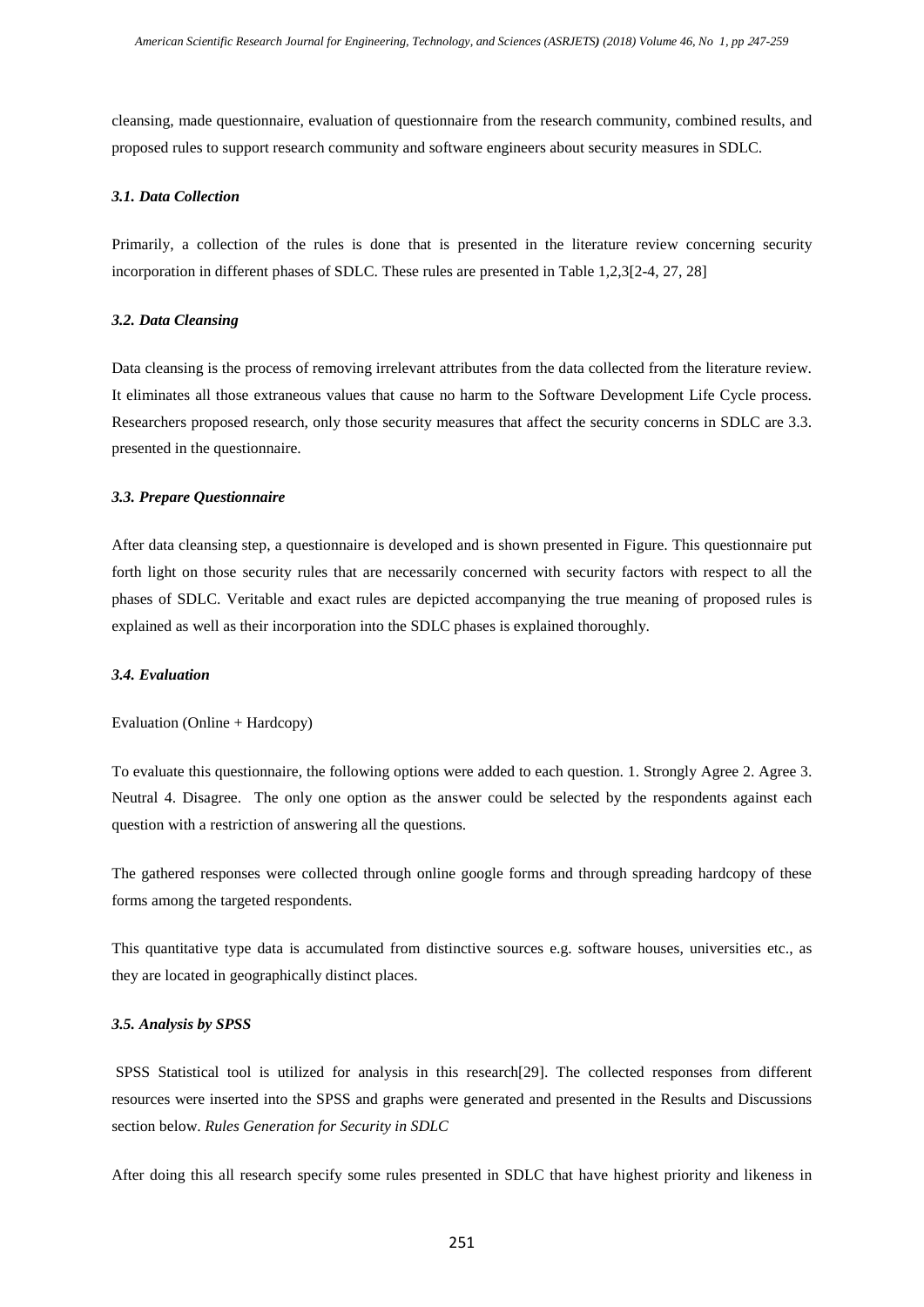cleansing, made questionnaire, evaluation of questionnaire from the research community, combined results, and proposed rules to support research community and software engineers about security measures in SDLC.

### *3.1. Data Collection*

Primarily, a collection of the rules is done that is presented in the literature review concerning security incorporation in different phases of SDLC. These rules are presented in Table 1,2,3[2-4, 27, 28]

### *3.2. Data Cleansing*

Data cleansing is the process of removing irrelevant attributes from the data collected from the literature review. It eliminates all those extraneous values that cause no harm to the Software Development Life Cycle process. Researchers proposed research, only those security measures that affect the security concerns in SDLC are 3.3. presented in the questionnaire.

### *3.3. Prepare Questionnaire*

After data cleansing step, a questionnaire is developed and is shown presented in Figure. This questionnaire put forth light on those security rules that are necessarily concerned with security factors with respect to all the phases of SDLC. Veritable and exact rules are depicted accompanying the true meaning of proposed rules is explained as well as their incorporation into the SDLC phases is explained thoroughly.

### *3.4. Evaluation*

Evaluation (Online + Hardcopy)

To evaluate this questionnaire, the following options were added to each question. 1. Strongly Agree 2. Agree 3. Neutral 4. Disagree. The only one option as the answer could be selected by the respondents against each question with a restriction of answering all the questions.

The gathered responses were collected through online google forms and through spreading hardcopy of these forms among the targeted respondents.

This quantitative type data is accumulated from distinctive sources e.g. software houses, universities etc., as they are located in geographically distinct places.

### *3.5. Analysis by SPSS*

SPSS Statistical tool is utilized for analysis in this research[29]. The collected responses from different resources were inserted into the SPSS and graphs were generated and presented in the Results and Discussions section below. *Rules Generation for Security in SDLC*

After doing this all research specify some rules presented in SDLC that have highest priority and likeness in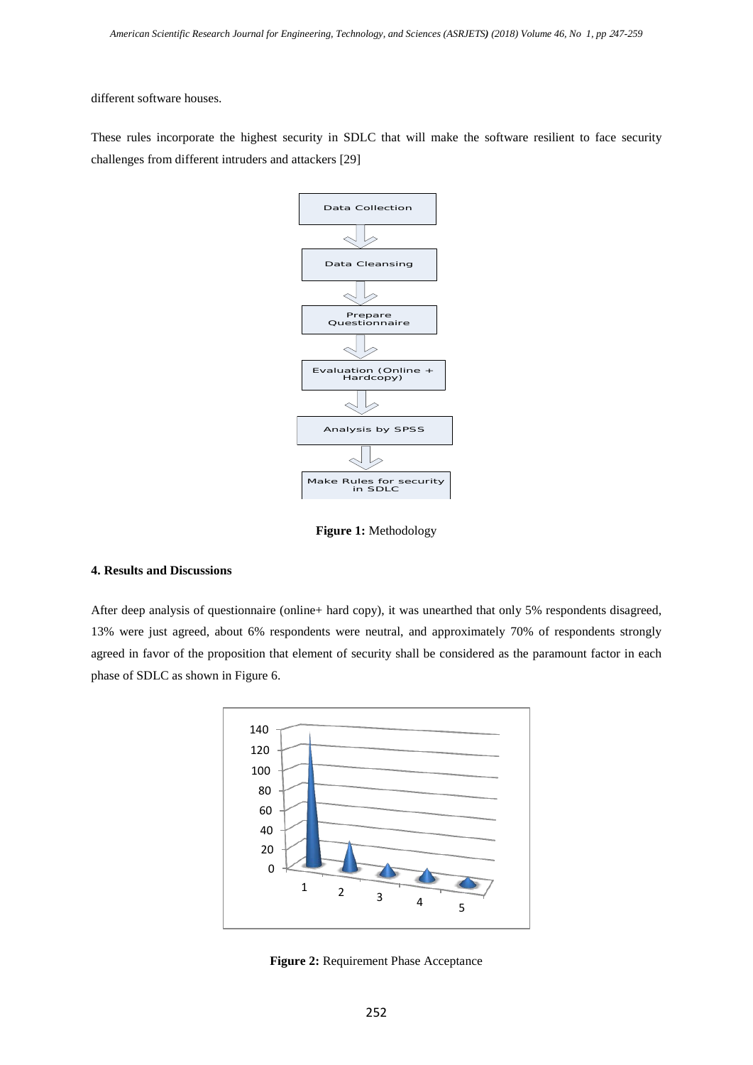different software houses.

These rules incorporate the highest security in SDLC that will make the software resilient to face security challenges from different intruders and attackers [29]

**Figure 1:** Methodology

#### 4. Results and Discussions

After deep analysis of questionnaire (online+ hard copy), it was unearthed that only 5% respondents disagreed, 13% were just agreed, about 6% respondents were neutral, and approximately 70% of respondents strongly agreed in favor of the proposition that element of security shall be considered as the paramount factor in each phase of SDLC as shown in Figure 6.

**Figure 2:** Requirement Phase Acceptance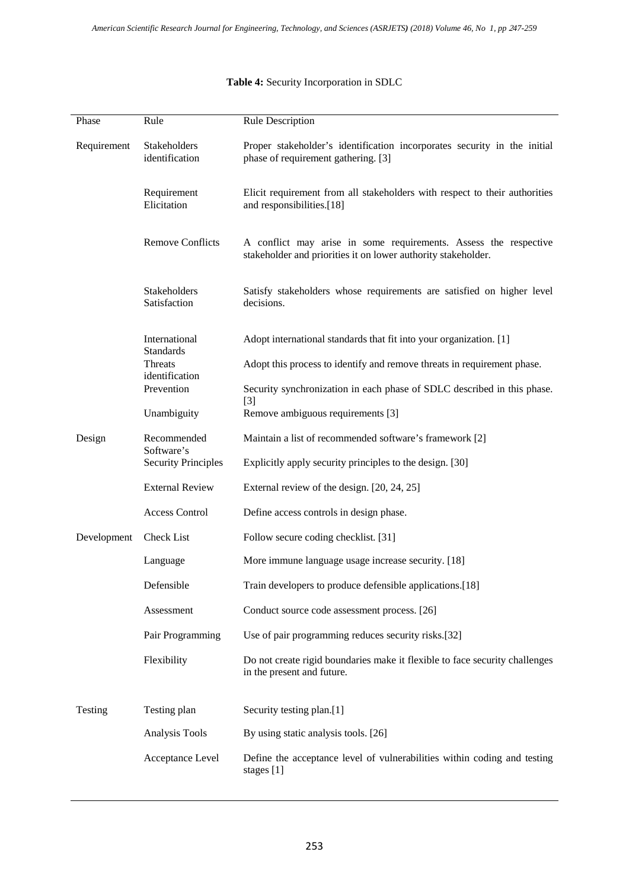**Table 4:** Security Incorporation in SDLC

| Phase | Rule | Rule Description |
|---|---|---|
| Requirement | Stakeholders identification | Proper stakeholder's identification incorporates security in the initial phase of requirement gathering. [3] |
| | Requirement Elicitation | Elicit requirement from all stakeholders with respect to their authorities and responsibilities.[18] |
| | Remove Conflicts | A conflict may arise in some requirements. Assess the respective stakeholder and priorities it on lower authority stakeholder. |
| | Stakeholders Satisfaction | Satisfy stakeholders whose requirements are satisfied on higher level decisions. |
| | International Standards | Adopt international standards that fit into your organization. [1] |
| | Threats identification | Adopt this process to identify and remove threats in requirement phase. |
| | Prevention | Security synchronization in each phase of SDLC described in this phase. [3] |
| | Unambiguity | Remove ambiguous requirements [3] |
| Design | Recommended Software's | Maintain a list of recommended software's framework [2] |
| | Security Principles | Explicitly apply security principles to the design. [30] |
| | External Review | External review of the design. [20, 24, 25] |
| | Access Control | Define access controls in design phase. |
| Development | Check List | Follow secure coding checklist. [31] |
| | Language | More immune language usage increase security. [18] |
| | Defensible | Train developers to produce defensible applications.[18] |
| | Assessment | Conduct source code assessment process. [26] |
| | Pair Programming | Use of pair programming reduces security risks.[32] |
| | Flexibility | Do not create rigid boundaries make it flexible to face security challenges in the present and future. |
| Testing | Testing plan | Security testing plan.[1] |
| | Analysis Tools | By using static analysis tools. [26] |
| | Acceptance Level | Define the acceptance level of vulnerabilities within coding and testing stages [1] |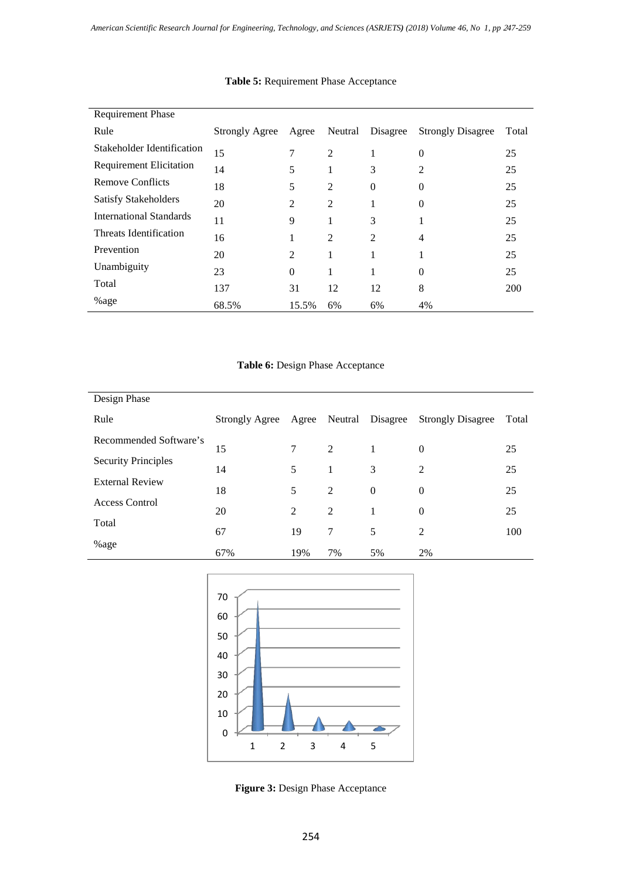**Table 5:** Requirement Phase Acceptance

| Requirement Phase | | | | | | |
|---|---|---|---|---|---|---|
| Rule | Strongly Agree | Agree | Neutral | Disagree | Strongly Disagree | Total |
| Stakeholder Identification | 15 | 7 | 2 | 1 | 0 | 25 |
| Requirement Elicitation | 14 | 5 | 1 | 3 | 2 | 25 |
| Remove Conflicts | 18 | 5 | 2 | 0 | 0 | 25 |
| Satisfy Stakeholders | 20 | 2 | 2 | 1 | 0 | 25 |
| International Standards | 11 | 9 | 1 | 3 | 1 | 25 |
| Threats Identification | 16 | 1 | 2 | 2 | 4 | 25 |
| Prevention | 20 | 2 | 1 | 1 | 1 | 25 |
| Unambiguity | 23 | 0 | 1 | 1 | 0 | 25 |
| Total | 137 | 31 | 12 | 12 | 8 | 200 |
| %age | 68.5% | 15.5% | 6% | 6% | 4% | |

**Table 6:** Design Phase Acceptance

| Design Phase | | | | | | |
|---|---|---|---|---|---|---|
| Rule | Strongly Agree | Agree | Neutral | Disagree | Strongly Disagree | Total |
| Recommended Software's | 15 | 7 | 2 | 1 | 0 | 25 |
| Security Principles | 14 | 5 | 1 | 3 | 2 | 25 |
| External Review | 18 | 5 | 2 | 0 | 0 | 25 |
| Access Control | 20 | 2 | 2 | 1 | 0 | 25 |
| Total | 67 | 19 | 7 | 5 | 2 | 100 |
| %age | 67% | 19% | 7% | 5% | 2% | |

**Figure 3:** Design Phase Acceptance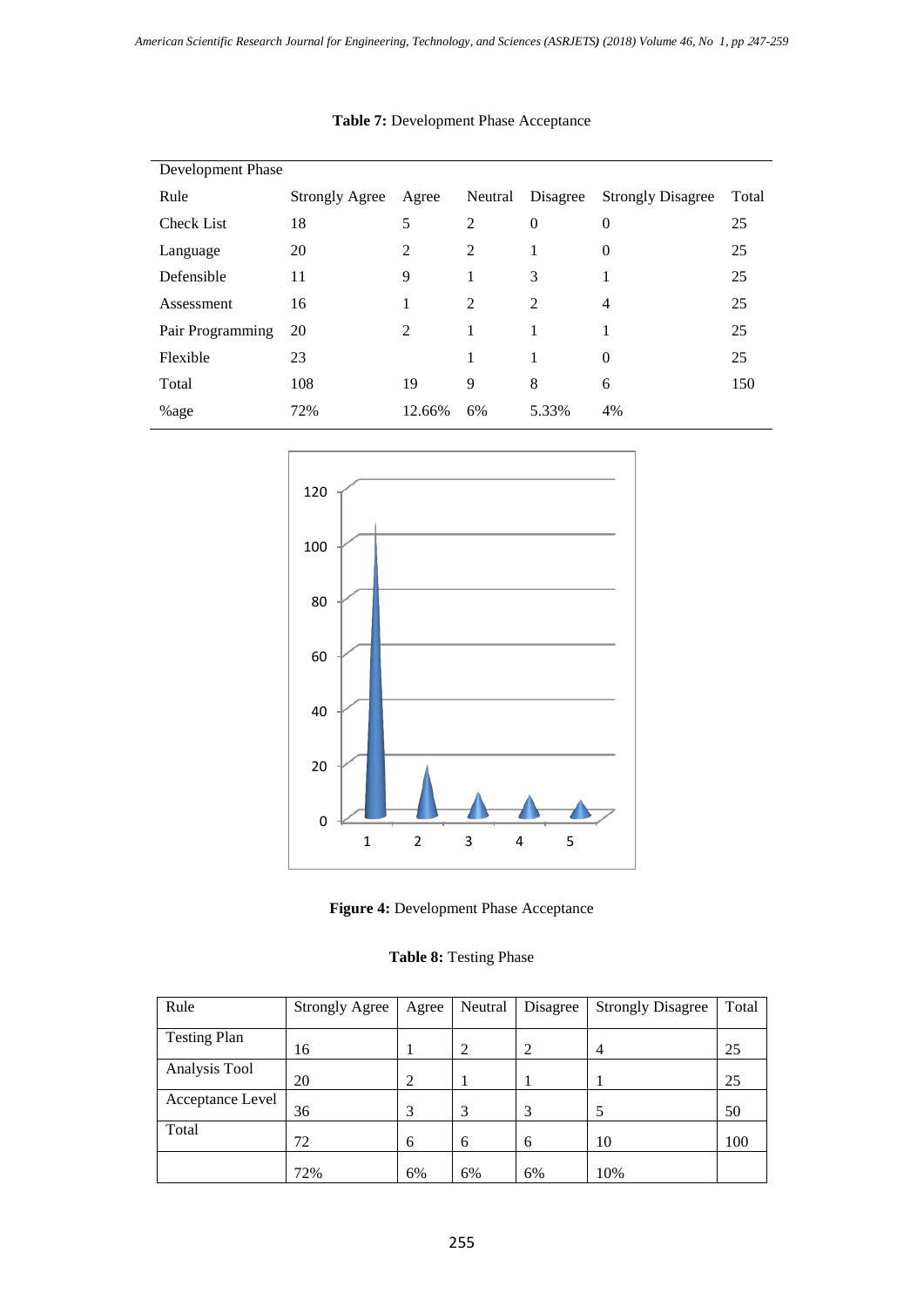**Table 7:** Development Phase Acceptance

| Development Phase | | | | | | |
|---|---|---|---|---|---|---|
| Rule | Strongly Agree | Agree | Neutral | Disagree | Strongly Disagree | Total |
| Check List | 18 | 5 | 2 | 0 | 0 | 25 |
| Language | 20 | 2 | 2 | 1 | 0 | 25 |
| Defensible | 11 | 9 | 1 | 3 | 1 | 25 |
| Assessment | 16 | 1 | 2 | 2 | 4 | 25 |
| Pair Programming | 20 | 2 | 1 | 1 | 1 | 25 |
| Flexible | 23 | | 1 | 1 | 0 | 25 |
| Total | 108 | 19 | 9 | 8 | 6 | 150 |
| %age | 72% | 12.66% | 6% | 5.33% | 4% | |

**Figure 4:** Development Phase Acceptance

**Table 8:** Testing Phase

| Rule | Strongly Agree | Agree | Neutral | Disagree | Strongly Disagree | Total |
|---|---|---|---|---|---|---|
| Testing Plan | 16 | 1 | 2 | 2 | 4 | 25 |
| Analysis Tool | 20 | 2 | 1 | 1 | 1 | 25 |
| Acceptance Level | 36 | 3 | 3 | 3 | 5 | 50 |
| Total | 72 | 6 | 6 | 6 | 10 | 100 |
| | 72% | 6% | 6% | 6% | 10% | |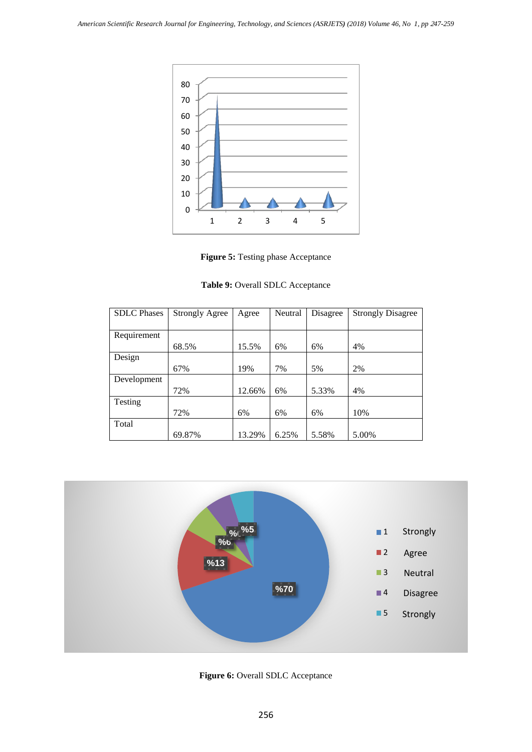**Figure 5:** Testing phase Acceptance

**Table 9:** Overall SDLC Acceptance

| SDLC Phases | Strongly Agree | Agree | Neutral | Disagree | Strongly Disagree |
|---|---|---|---|---|---|
| Requirement | 68.5% | 15.5% | 6% | 6% | 4% |
| Design | 67% | 19% | 7% | 5% | 2% |
| Development | 72% | 12.66% | 6% | 5.33% | 4% |
| Testing | 72% | 6% | 6% | 6% | 10% |
| Total | 69.87% | 13.29% | 6.25% | 5.58% | 5.00% |

**Figure 6:** Overall SDLC Acceptance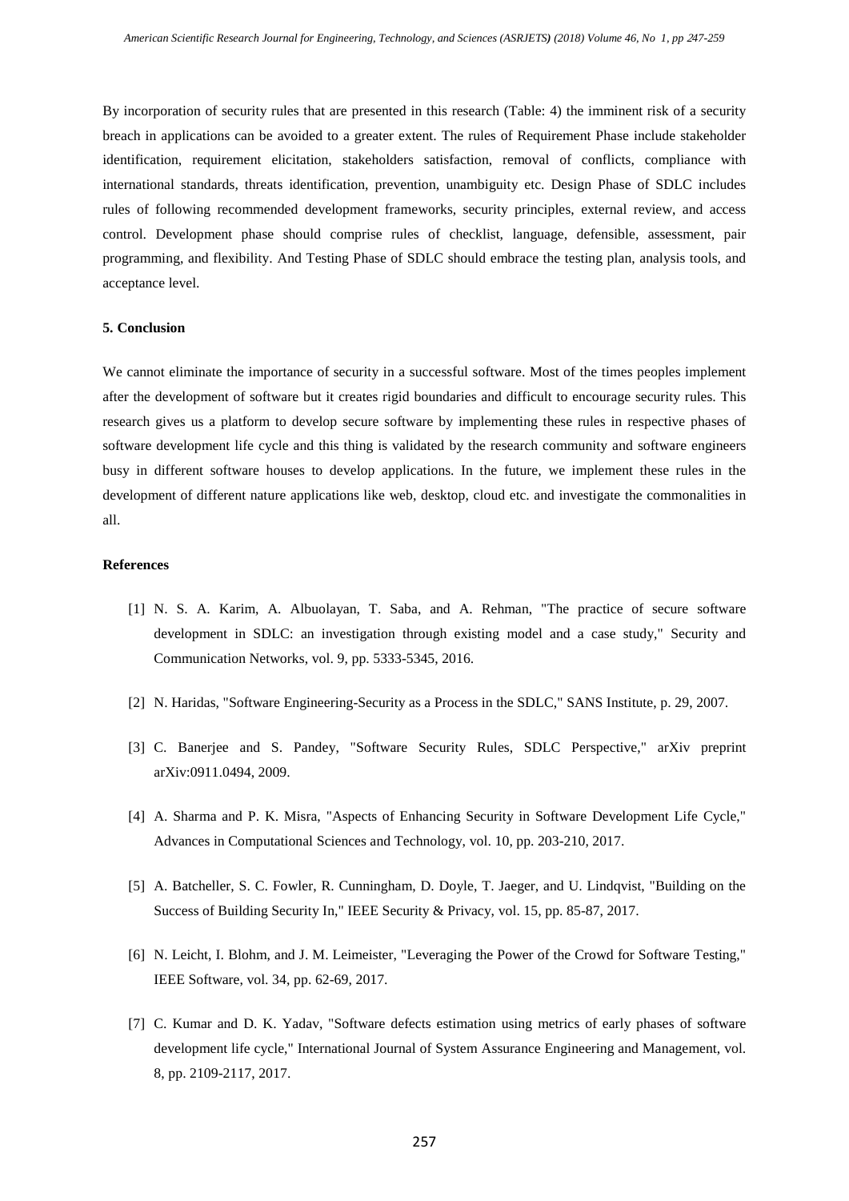By incorporation of security rules that are presented in this research (Table: 4) the imminent risk of a security breach in applications can be avoided to a greater extent. The rules of Requirement Phase include stakeholder identification, requirement elicitation, stakeholders satisfaction, removal of conflicts, compliance with international standards, threats identification, prevention, unambiguity etc. Design Phase of SDLC includes rules of following recommended development frameworks, security principles, external review, and access control. Development phase should comprise rules of checklist, language, defensible, assessment, pair programming, and flexibility. And Testing Phase of SDLC should embrace the testing plan, analysis tools, and acceptance level.

## 5. Conclusion

We cannot eliminate the importance of security in a successful software. Most of the times peoples implement after the development of software but it creates rigid boundaries and difficult to encourage security rules. This research gives us a platform to develop secure software by implementing these rules in respective phases of software development life cycle and this thing is validated by the research community and software engineers busy in different software houses to develop applications. In the future, we implement these rules in the development of different nature applications like web, desktop, cloud etc. and investigate the commonalities in all.

## References

[1] N. S. A. Karim, A. Albuolayan, T. Saba, and A. Rehman, "The practice of secure software development in SDLC: an investigation through existing model and a case study," Security and Communication Networks, vol. 9, pp. 5333-5345, 2016.

[2] N. Haridas, "Software Engineering-Security as a Process in the SDLC," SANS Institute, p. 29, 2007.

[3] C. Banerjee and S. Pandey, "Software Security Rules, SDLC Perspective," arXiv preprint arXiv:0911.0494, 2009.

[4] A. Sharma and P. K. Misra, "Aspects of Enhancing Security in Software Development Life Cycle," Advances in Computational Sciences and Technology, vol. 10, pp. 203-210, 2017.

[5] A. Batcheller, S. C. Fowler, R. Cunningham, D. Doyle, T. Jaeger, and U. Lindqvist, "Building on the Success of Building Security In," IEEE Security & Privacy, vol. 15, pp. 85-87, 2017.

[6] N. Leicht, I. Blohm, and J. M. Leimeister, "Leveraging the Power of the Crowd for Software Testing," IEEE Software, vol. 34, pp. 62-69, 2017.

[7] C. Kumar and D. K. Yadav, "Software defects estimation using metrics of early phases of software development life cycle," International Journal of System Assurance Engineering and Management, vol. 8, pp. 2109-2117, 2017.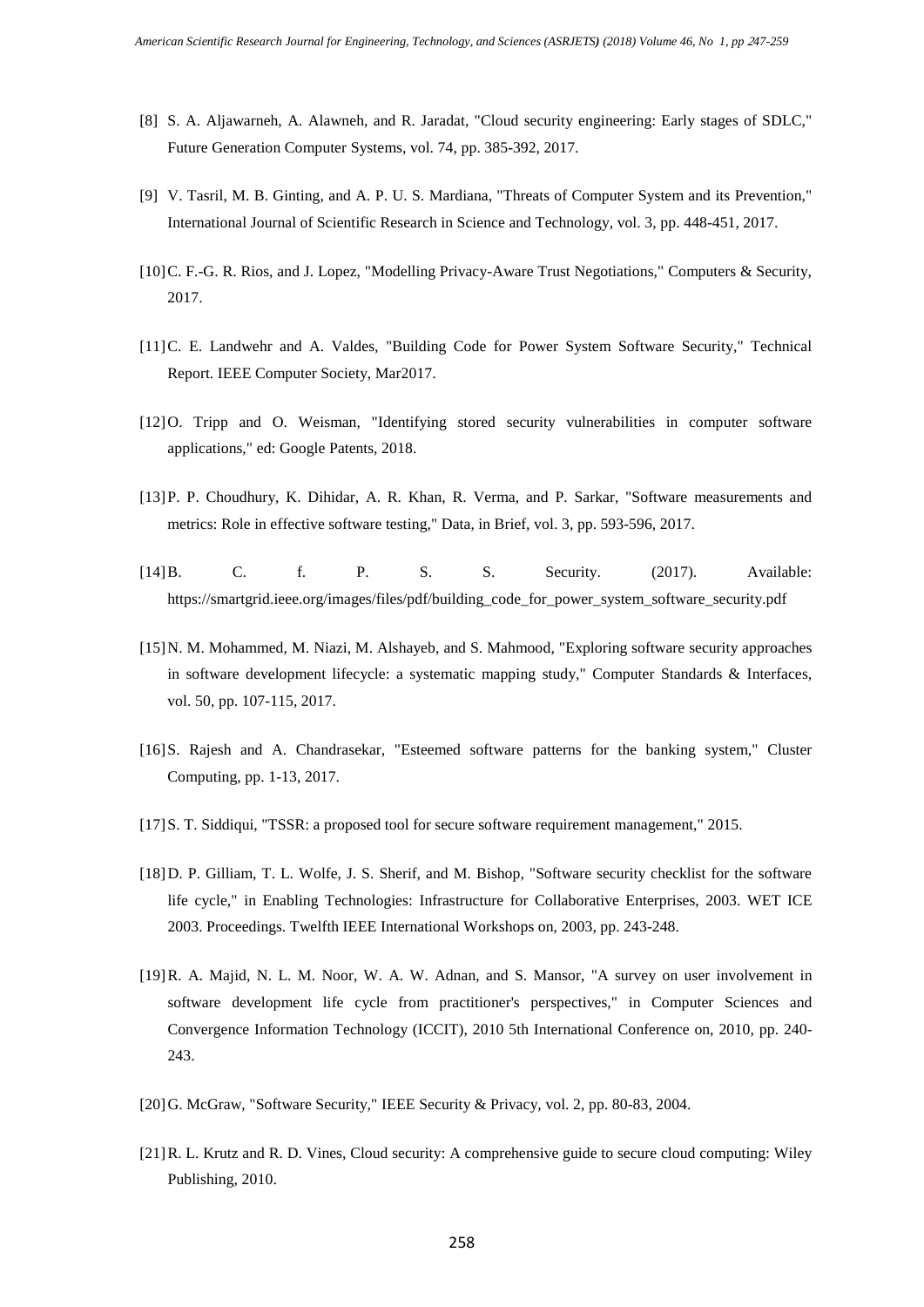[8] S. A. Aljawarneh, A. Alawneh, and R. Jaradat, "Cloud security engineering: Early stages of SDLC," Future Generation Computer Systems, vol. 74, pp. 385-392, 2017.

[9] V. Tasril, M. B. Ginting, and A. P. U. S. Mardiana, "Threats of Computer System and its Prevention," International Journal of Scientific Research in Science and Technology, vol. 3, pp. 448-451, 2017.

[10] C. F.-G. R. Rios, and J. Lopez, "Modelling Privacy-Aware Trust Negotiations," Computers & Security, 2017.

[11] C. E. Landwehr and A. Valdes, "Building Code for Power System Software Security," Technical Report. IEEE Computer Society, Mar2017.

[12] O. Tripp and O. Weisman, "Identifying stored security vulnerabilities in computer software applications," ed: Google Patents, 2018.

[13] P. P. Choudhury, K. Dihidar, A. R. Khan, R. Verma, and P. Sarkar, "Software measurements and metrics: Role in effective software testing," Data, in Brief, vol. 3, pp. 593-596, 2017.

[14] B. C. f. P. S. S. Security. (2017). Available: https://smartgrid.ieee.org/images/files/pdf/building_code_for_power_system_software_security.pdf

[15] N. M. Mohammed, M. Niazi, M. Alshayeb, and S. Mahmood, "Exploring software security approaches in software development lifecycle: a systematic mapping study," Computer Standards & Interfaces, vol. 50, pp. 107-115, 2017.

[16] S. Rajesh and A. Chandrasekar, "Esteemed software patterns for the banking system," Cluster Computing, pp. 1-13, 2017.

[17] S. T. Siddiqui, "TSSR: a proposed tool for secure software requirement management," 2015.

[18] D. P. Gilliam, T. L. Wolfe, J. S. Sherif, and M. Bishop, "Software security checklist for the software life cycle," in Enabling Technologies: Infrastructure for Collaborative Enterprises, 2003. WET ICE 2003. Proceedings. Twelfth IEEE International Workshops on, 2003, pp. 243-248.

[19] R. A. Majid, N. L. M. Noor, W. A. W. Adnan, and S. Mansor, "A survey on user involvement in software development life cycle from practitioner's perspectives," in Computer Sciences and Convergence Information Technology (ICCIT), 2010 5th International Conference on, 2010, pp. 240-243.

[20] G. McGraw, "Software Security," IEEE Security & Privacy, vol. 2, pp. 80-83, 2004.

[21] R. L. Krutz and R. D. Vines, Cloud security: A comprehensive guide to secure cloud computing: Wiley Publishing, 2010.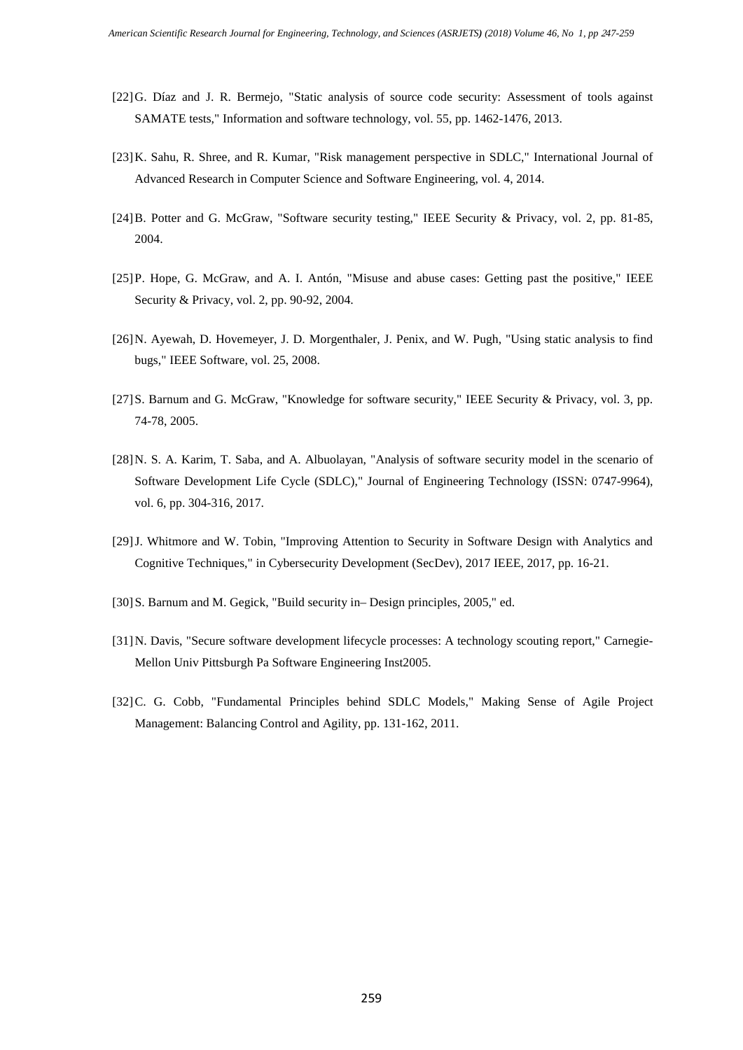[22] G. Díaz and J. R. Bermejo, "Static analysis of source code security: Assessment of tools against SAMATE tests," Information and software technology, vol. 55, pp. 1462-1476, 2013.

[23] K. Sahu, R. Shree, and R. Kumar, "Risk management perspective in SDLC," International Journal of Advanced Research in Computer Science and Software Engineering, vol. 4, 2014.

[24] B. Potter and G. McGraw, "Software security testing," IEEE Security & Privacy, vol. 2, pp. 81-85, 2004.

[25] P. Hope, G. McGraw, and A. I. Antón, "Misuse and abuse cases: Getting past the positive," IEEE Security & Privacy, vol. 2, pp. 90-92, 2004.

[26] N. Ayewah, D. Hovemeyer, J. D. Morgenthaler, J. Penix, and W. Pugh, "Using static analysis to find bugs," IEEE Software, vol. 25, 2008.

[27] S. Barnum and G. McGraw, "Knowledge for software security," IEEE Security & Privacy, vol. 3, pp. 74-78, 2005.

[28] N. S. A. Karim, T. Saba, and A. Albuolayan, "Analysis of software security model in the scenario of Software Development Life Cycle (SDLC)," Journal of Engineering Technology (ISSN: 0747-9964), vol. 6, pp. 304-316, 2017.

[29] J. Whitmore and W. Tobin, "Improving Attention to Security in Software Design with Analytics and Cognitive Techniques," in Cybersecurity Development (SecDev), 2017 IEEE, 2017, pp. 16-21.

[30] S. Barnum and M. Gegick, "Build security in– Design principles, 2005," ed.

[31] N. Davis, "Secure software development lifecycle processes: A technology scouting report," Carnegie-Mellon Univ Pittsburgh Pa Software Engineering Inst2005.

[32] C. G. Cobb, "Fundamental Principles behind SDLC Models," Making Sense of Agile Project Management: Balancing Control and Agility, pp. 131-162, 2011.